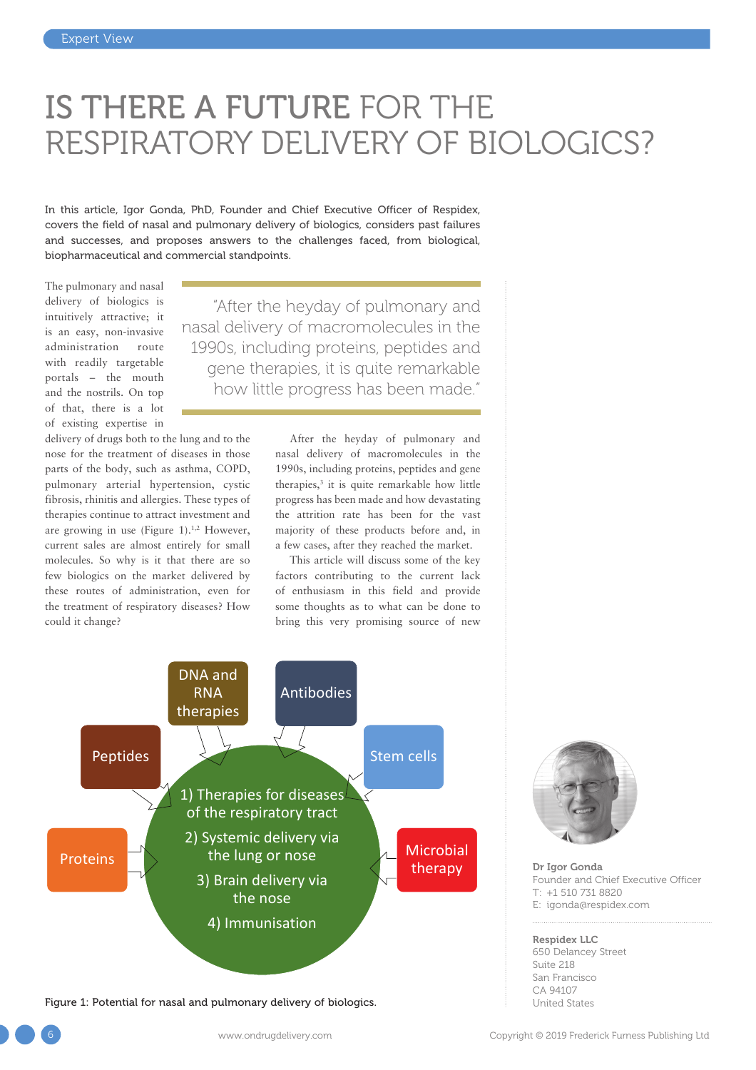# IS THERE A FUTURE FOR THE RESPIRATORY DELIVERY OF BIOLOGICS?

In this article, Igor Gonda, PhD, Founder and Chief Executive Officer of Respidex, covers the field of nasal and pulmonary delivery of biologics, considers past failures and successes, and proposes answers to the challenges faced, from biological, biopharmaceutical and commercial standpoints.

> "After the heyday of pulmonary and nasal delivery of macromolecules in the 1990s, including proteins, peptides and gene therapies, it is quite remarkable how little progress has been made."

The pulmonary and nasal delivery of biologics is intuitively attractive; it is an easy, non-invasive administration route with readily targetable portals – the mouth and the nostrils. On top of that, there is a lot of existing expertise in delivery of drugs both to the lung and to the nose for the treatment of diseases in those parts of the body, such as asthma, COPD, pulmonary arterial hypertension, cystic fibrosis, rhinitis and allergies. These types of therapies continue to attract investment and are growing in use (Figure 1).[1,2] However, current sales are almost entirely for small molecules. So why is it that there are so few biologics on the market delivered by these routes of administration, even for the treatment of respiratory diseases? How could it change?

After the heyday of pulmonary and nasal delivery of macromolecules in the 1990s, including proteins, peptides and gene therapies,[3] it is quite remarkable how little progress has been made and how devastating the attrition rate has been for the vast majority of these products before and, in a few cases, after they reached the market.

This article will discuss some of the key factors contributing to the current lack of enthusiasm in this field and provide some thoughts as to what can be done to bring this very promising source of new

Figure 1: Potential for nasal and pulmonary delivery of biologics.

**Dr Igor Gonda**
Founder and Chief Executive Officer
T: +1 510 731 8820
E: igonda@respidex.com

**Respidex LLC**
650 Delancey Street
Suite 218
San Francisco
CA 94107
United States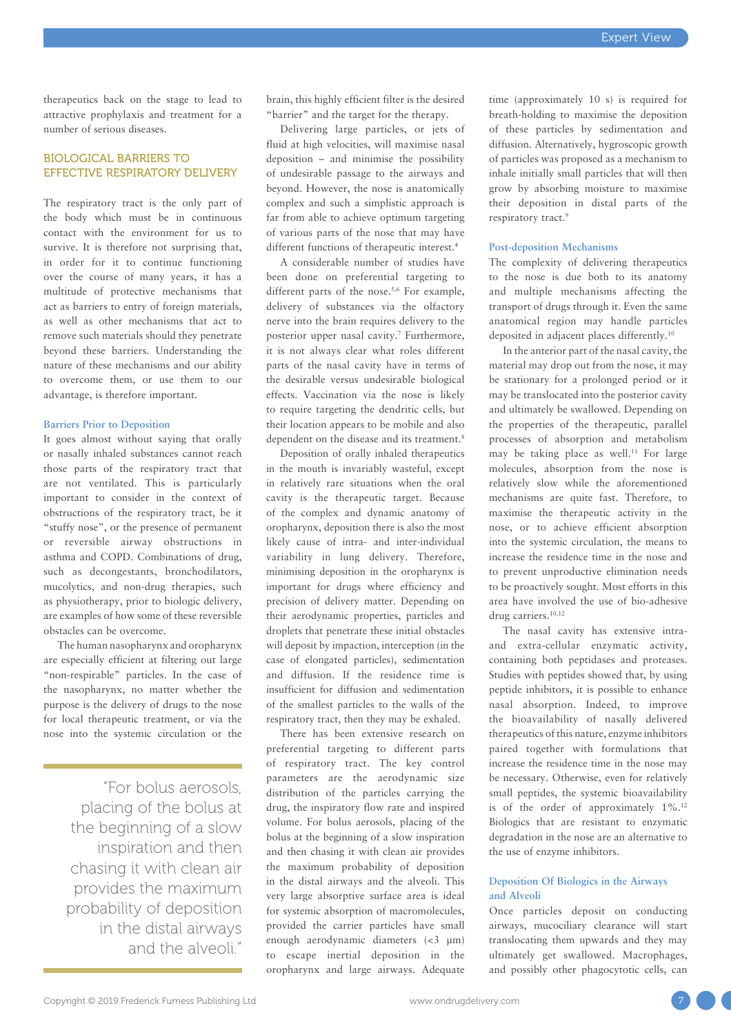therapeutics back on the stage to lead to attractive prophylaxis and treatment for a number of serious diseases.

## BIOLOGICAL BARRIERS TO EFFECTIVE RESPIRATORY DELIVERY

The respiratory tract is the only part of the body which must be in continuous contact with the environment for us to survive. It is therefore not surprising that, in order for it to continue functioning over the course of many years, it has a multitude of protective mechanisms that act as barriers to entry of foreign materials, as well as other mechanisms that act to remove such materials should they penetrate beyond these barriers. Understanding the nature of these mechanisms and our ability to overcome them, or use them to our advantage, is therefore important.

### Barriers Prior to Deposition

It goes almost without saying that orally or nasally inhaled substances cannot reach those parts of the respiratory tract that are not ventilated. This is particularly important to consider in the context of obstructions of the respiratory tract, be it "stuffy nose", or the presence of permanent or reversible airway obstructions in asthma and COPD. Combinations of drug, such as decongestants, bronchodilators, mucolytics, and non-drug therapies, such as physiotherapy, prior to biologic delivery, are examples of how some of these reversible obstacles can be overcome.

The human nasopharynx and oropharynx are especially efficient at filtering out large "non-respirable" particles. In the case of the nasopharynx, no matter whether the purpose is the delivery of drugs to the nose for local therapeutic treatment, or via the nose into the systemic circulation or the brain, this highly efficient filter is the desired "barrier" and the target for the therapy.

Delivering large particles, or jets of fluid at high velocities, will maximise nasal deposition – and minimise the possibility of undesirable passage to the airways and beyond. However, the nose is anatomically complex and such a simplistic approach is far from able to achieve optimum targeting of various parts of the nose that may have different functions of therapeutic interest.[4]

A considerable number of studies have been done on preferential targeting to different parts of the nose.[5,6] For example, delivery of substances via the olfactory nerve into the brain requires delivery to the posterior upper nasal cavity.[7] Furthermore, it is not always clear what roles different parts of the nasal cavity have in terms of the desirable versus undesirable biological effects. Vaccination via the nose is likely to require targeting the dendritic cells, but their location appears to be mobile and also dependent on the disease and its treatment.[8]

Deposition of orally inhaled therapeutics in the mouth is invariably wasteful, except in relatively rare situations when the oral cavity is the therapeutic target. Because of the complex and dynamic anatomy of oropharynx, deposition there is also the most likely cause of intra- and inter-individual variability in lung delivery. Therefore, minimising deposition in the oropharynx is important for drugs where efficiency and precision of delivery matter. Depending on their aerodynamic properties, particles and droplets that penetrate these initial obstacles will deposit by impaction, interception (in the case of elongated particles), sedimentation and diffusion. If the residence time is insufficient for diffusion and sedimentation of the smallest particles to the walls of the respiratory tract, then they may be exhaled.

There has been extensive research on preferential targeting to different parts of respiratory tract. The key control parameters are the aerodynamic size distribution of the particles carrying the drug, the inspiratory flow rate and inspired volume. For bolus aerosols, placing of the bolus at the beginning of a slow inspiration and then chasing it with clean air provides the maximum probability of deposition in the distal airways and the alveoli. This very large absorptive surface area is ideal for systemic absorption of macromolecules, provided the carrier particles have small enough aerodynamic diameters (<3 μm) to escape inertial deposition in the oropharynx and large airways. Adequate time (approximately 10 s) is required for breath-holding to maximise the deposition of these particles by sedimentation and diffusion. Alternatively, hygroscopic growth of particles was proposed as a mechanism to inhale initially small particles that will then grow by absorbing moisture to maximise their deposition in distal parts of the respiratory tract.[9]

> "For bolus aerosols, placing of the bolus at the beginning of a slow inspiration and then chasing it with clean air provides the maximum probability of deposition in the distal airways and the alveoli."

### Post-deposition Mechanisms

The complexity of delivering therapeutics to the nose is due both to its anatomy and multiple mechanisms affecting the transport of drugs through it. Even the same anatomical region may handle particles deposited in adjacent places differently.[10]

In the anterior part of the nasal cavity, the material may drop out from the nose, it may be stationary for a prolonged period or it may be translocated into the posterior cavity and ultimately be swallowed. Depending on the properties of the therapeutic, parallel processes of absorption and metabolism may be taking place as well.[11] For large molecules, absorption from the nose is relatively slow while the aforementioned mechanisms are quite fast. Therefore, to maximise the therapeutic activity in the nose, or to achieve efficient absorption into the systemic circulation, the means to increase the residence time in the nose and to prevent unproductive elimination needs to be proactively sought. Most efforts in this area have involved the use of bio-adhesive drug carriers.[10,12]

The nasal cavity has extensive intra- and extra-cellular enzymatic activity, containing both peptidases and proteases. Studies with peptides showed that, by using peptide inhibitors, it is possible to enhance nasal absorption. Indeed, to improve the bioavailability of nasally delivered therapeutics of this nature, enzyme inhibitors paired together with formulations that increase the residence time in the nose may be necessary. Otherwise, even for relatively small peptides, the systemic bioavailability is of the order of approximately 1%.[12] Biologics that are resistant to enzymatic degradation in the nose are an alternative to the use of enzyme inhibitors.

### Deposition Of Biologics in the Airways and Alveoli

Once particles deposit on conducting airways, mucociliary clearance will start translocating them upwards and they may ultimately get swallowed. Macrophages, and possibly other phagocytotic cells, can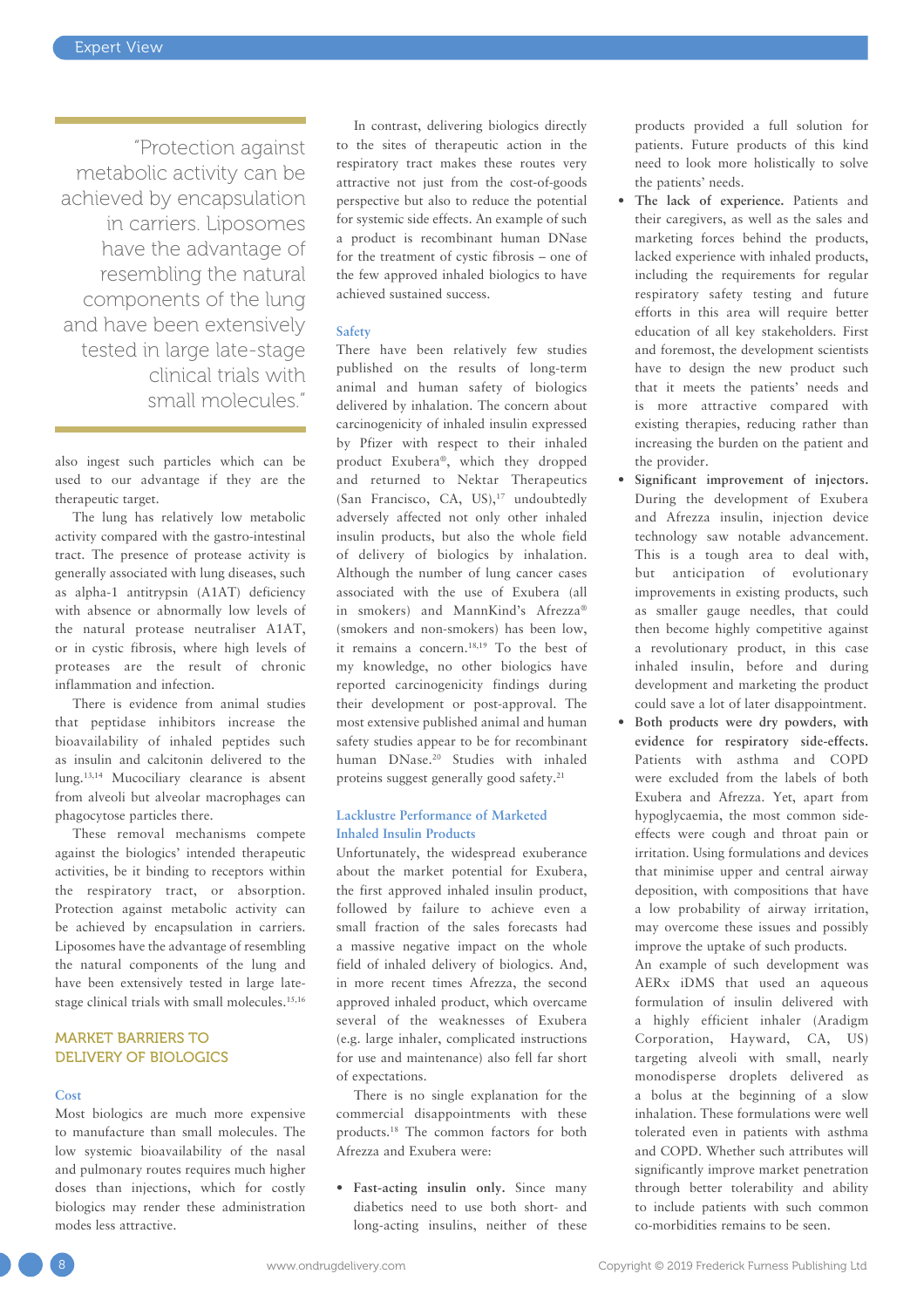> "Protection against metabolic activity can be achieved by encapsulation in carriers. Liposomes have the advantage of resembling the natural components of the lung and have been extensively tested in large late-stage clinical trials with small molecules."

also ingest such particles which can be used to our advantage if they are the therapeutic target.

The lung has relatively low metabolic activity compared with the gastro-intestinal tract. The presence of protease activity is generally associated with lung diseases, such as alpha-1 antitrypsin (A1AT) deficiency with absence or abnormally low levels of the natural protease neutraliser A1AT, or in cystic fibrosis, where high levels of proteases are the result of chronic inflammation and infection.

There is evidence from animal studies that peptidase inhibitors increase the bioavailability of inhaled peptides such as insulin and calcitonin delivered to the lung.[13,14] Mucociliary clearance is absent from alveoli but alveolar macrophages can phagocytose particles there.

These removal mechanisms compete against the biologics' intended therapeutic activities, be it binding to receptors within the respiratory tract, or absorption. Protection against metabolic activity can be achieved by encapsulation in carriers. Liposomes have the advantage of resembling the natural components of the lung and have been extensively tested in large late-stage clinical trials with small molecules.[15,16]

## MARKET BARRIERS TO DELIVERY OF BIOLOGICS

### Cost

Most biologics are much more expensive to manufacture than small molecules. The low systemic bioavailability of the nasal and pulmonary routes requires much higher doses than injections, which for costly biologics may render these administration modes less attractive.

In contrast, delivering biologics directly to the sites of therapeutic action in the respiratory tract makes these routes very attractive not just from the cost-of-goods perspective but also to reduce the potential for systemic side effects. An example of such a product is recombinant human DNase for the treatment of cystic fibrosis – one of the few approved inhaled biologics to have achieved sustained success.

### Safety

There have been relatively few studies published on the results of long-term animal and human safety of biologics delivered by inhalation. The concern about carcinogenicity of inhaled insulin expressed by Pfizer with respect to their inhaled product Exubera®, which they dropped and returned to Nektar Therapeutics (San Francisco, CA, US),[17] undoubtedly adversely affected not only other inhaled insulin products, but also the whole field of delivery of biologics by inhalation. Although the number of lung cancer cases associated with the use of Exubera (all in smokers) and MannKind's Afrezza® (smokers and non-smokers) has been low, it remains a concern.[18,19] To the best of my knowledge, no other biologics have reported carcinogenicity findings during their development or post-approval. The most extensive published animal and human safety studies appear to be for recombinant human DNase.[20] Studies with inhaled proteins suggest generally good safety.[21]

### Lacklustre Performance of Marketed Inhaled Insulin Products

Unfortunately, the widespread exuberance about the market potential for Exubera, the first approved inhaled insulin product, followed by failure to achieve even a small fraction of the sales forecasts had a massive negative impact on the whole field of inhaled delivery of biologics. And, in more recent times Afrezza, the second approved inhaled product, which overcame several of the weaknesses of Exubera (e.g. large inhaler, complicated instructions for use and maintenance) also fell far short of expectations.

There is no single explanation for the commercial disappointments with these products.[18] The common factors for both Afrezza and Exubera were:

- **Fast-acting insulin only.** Since many diabetics need to use both short- and long-acting insulins, neither of these products provided a full solution for patients. Future products of this kind need to look more holistically to solve the patients' needs.
- **The lack of experience.** Patients and their caregivers, as well as the sales and marketing forces behind the products, lacked experience with inhaled products, including the requirements for regular respiratory safety testing and future efforts in this area will require better education of all key stakeholders. First and foremost, the development scientists have to design the new product such that it meets the patients' needs and is more attractive compared with existing therapies, reducing rather than increasing the burden on the patient and the provider.
- **Significant improvement of injectors.** During the development of Exubera and Afrezza insulin, injection device technology saw notable advancement. This is a tough area to deal with, but anticipation of evolutionary improvements in existing products, such as smaller gauge needles, that could then become highly competitive against a revolutionary product, in this case inhaled insulin, before and during development and marketing the product could save a lot of later disappointment.
- **Both products were dry powders, with evidence for respiratory side-effects.** Patients with asthma and COPD were excluded from the labels of both Exubera and Afrezza. Yet, apart from hypoglycaemia, the most common side-effects were cough and throat pain or irritation. Using formulations and devices that minimise upper and central airway deposition, with compositions that have a low probability of airway irritation, may overcome these issues and possibly improve the uptake of such products.

An example of such development was AERx iDMS that used an aqueous formulation of insulin delivered with a highly efficient inhaler (Aradigm Corporation, Hayward, CA, US) targeting alveoli with small, nearly monodisperse droplets delivered as a bolus at the beginning of a slow inhalation. These formulations were well tolerated even in patients with asthma and COPD. Whether such attributes will significantly improve market penetration through better tolerability and ability to include patients with such common co-morbidities remains to be seen.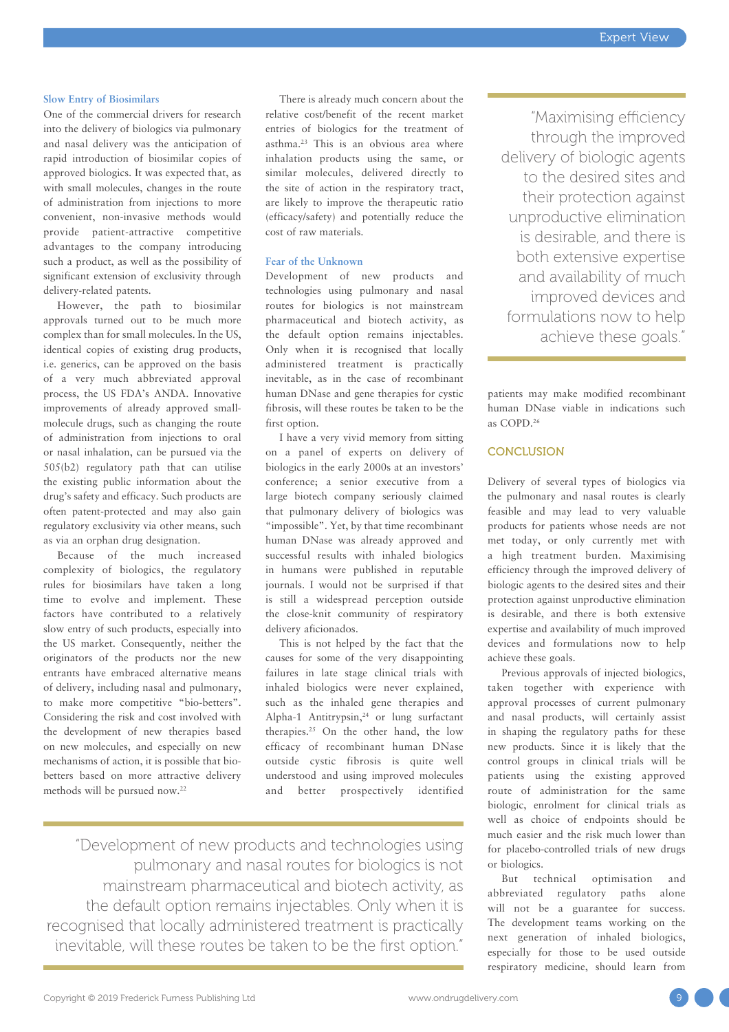### Slow Entry of Biosimilars

One of the commercial drivers for research into the delivery of biologics via pulmonary and nasal delivery was the anticipation of rapid introduction of biosimilar copies of approved biologics. It was expected that, as with small molecules, changes in the route of administration from injections to more convenient, non-invasive methods would provide patient-attractive competitive advantages to the company introducing such a product, as well as the possibility of significant extension of exclusivity through delivery-related patents.

However, the path to biosimilar approvals turned out to be much more complex than for small molecules. In the US, identical copies of existing drug products, i.e. generics, can be approved on the basis of a very much abbreviated approval process, the US FDA's ANDA. Innovative improvements of already approved small-molecule drugs, such as changing the route of administration from injections to oral or nasal inhalation, can be pursued via the 505(b2) regulatory path that can utilise the existing public information about the drug's safety and efficacy. Such products are often patent-protected and may also gain regulatory exclusivity via other means, such as via an orphan drug designation.

Because of the much increased complexity of biologics, the regulatory rules for biosimilars have taken a long time to evolve and implement. These factors have contributed to a relatively slow entry of such products, especially into the US market. Consequently, neither the originators of the products nor the new entrants have embraced alternative means of delivery, including nasal and pulmonary, to make more competitive "bio-betters". Considering the risk and cost involved with the development of new therapies based on new molecules, and especially on new mechanisms of action, it is possible that bio-betters based on more attractive delivery methods will be pursued now.[22]

There is already much concern about the relative cost/benefit of the recent market entries of biologics for the treatment of asthma.[23] This is an obvious area where inhalation products using the same, or similar molecules, delivered directly to the site of action in the respiratory tract, are likely to improve the therapeutic ratio (efficacy/safety) and potentially reduce the cost of raw materials.

### Fear of the Unknown

Development of new products and technologies using pulmonary and nasal routes for biologics is not mainstream pharmaceutical and biotech activity, as the default option remains injectables. Only when it is recognised that locally administered treatment is practically inevitable, as in the case of recombinant human DNase and gene therapies for cystic fibrosis, will these routes be taken to be the first option.

I have a very vivid memory from sitting on a panel of experts on delivery of biologics in the early 2000s at an investors' conference; a senior executive from a large biotech company seriously claimed that pulmonary delivery of biologics was "impossible". Yet, by that time recombinant human DNase was already approved and successful results with inhaled biologics in humans were published in reputable journals. I would not be surprised if that is still a widespread perception outside the close-knit community of respiratory delivery aficionados.

This is not helped by the fact that the causes for some of the very disappointing failures in late stage clinical trials with inhaled biologics were never explained, such as the inhaled gene therapies and Alpha-1 Antitrypsin,[24] or lung surfactant therapies.[25] On the other hand, the low efficacy of recombinant human DNase outside cystic fibrosis is quite well understood and using improved molecules and better prospectively identified patients may make modified recombinant human DNase viable in indications such as COPD.[26]

> "Development of new products and technologies using pulmonary and nasal routes for biologics is not mainstream pharmaceutical and biotech activity, as the default option remains injectables. Only when it is recognised that locally administered treatment is practically inevitable, will these routes be taken to be the first option."

> "Maximising efficiency through the improved delivery of biologic agents to the desired sites and their protection against unproductive elimination is desirable, and there is both extensive expertise and availability of much improved devices and formulations now to help achieve these goals."

## CONCLUSION

Delivery of several types of biologics via the pulmonary and nasal routes is clearly feasible and may lead to very valuable products for patients whose needs are not met today, or only currently met with a high treatment burden. Maximising efficiency through the improved delivery of biologic agents to the desired sites and their protection against unproductive elimination is desirable, and there is both extensive expertise and availability of much improved devices and formulations now to help achieve these goals.

Previous approvals of injected biologics, taken together with experience with approval processes of current pulmonary and nasal products, will certainly assist in shaping the regulatory paths for these new products. Since it is likely that the control groups in clinical trials will be patients using the existing approved route of administration for the same biologic, enrolment for clinical trials as well as choice of endpoints should be much easier and the risk much lower than for placebo-controlled trials of new drugs or biologics.

But technical optimisation and abbreviated regulatory paths alone will not be a guarantee for success. The development teams working on the next generation of inhaled biologics, especially for those to be used outside respiratory medicine, should learn from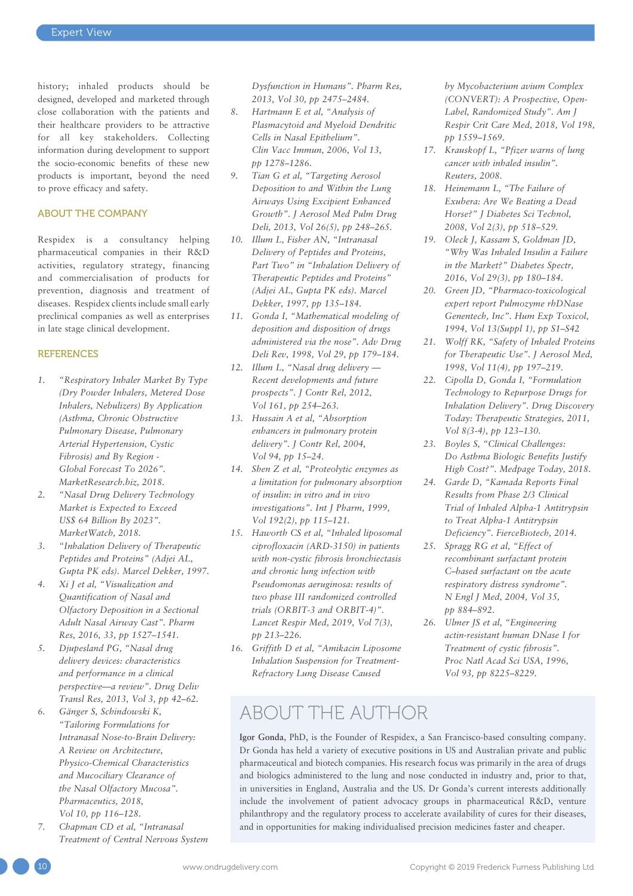history; inhaled products should be designed, developed and marketed through close collaboration with the patients and their healthcare providers to be attractive for all key stakeholders. Collecting information during development to support the socio-economic benefits of these new products is important, beyond the need to prove efficacy and safety.

## ABOUT THE COMPANY

Respidex is a consultancy helping pharmaceutical companies in their R&D activities, regulatory strategy, financing and commercialisation of products for prevention, diagnosis and treatment of diseases. Respidex clients include small early preclinical companies as well as enterprises in late stage clinical development.

## REFERENCES

1. *"Respiratory Inhaler Market By Type (Dry Powder Inhalers, Metered Dose Inhalers, Nebulizers) By Application (Asthma, Chronic Obstructive Pulmonary Disease, Pulmonary Arterial Hypertension, Cystic Fibrosis) and By Region - Global Forecast To 2026". MarketResearch.biz, 2018.*
2. *"Nasal Drug Delivery Technology Market is Expected to Exceed US$ 64 Billion By 2023". MarketWatch, 2018.*
3. *"Inhalation Delivery of Therapeutic Peptides and Proteins" (Adjei AL, Gupta PK eds). Marcel Dekker, 1997.*
4. *Xi J et al, "Visualization and Quantification of Nasal and Olfactory Deposition in a Sectional Adult Nasal Airway Cast". Pharm Res, 2016, 33, pp 1527–1541.*
5. *Djupesland PG, "Nasal drug delivery devices: characteristics and performance in a clinical perspective—a review". Drug Deliv Transl Res, 2013, Vol 3, pp 42–62.*
6. *Gänger S, Schindowski K, "Tailoring Formulations for Intranasal Nose-to-Brain Delivery: A Review on Architecture, Physico-Chemical Characteristics and Mucociliary Clearance of the Nasal Olfactory Mucosa". Pharmaceutics, 2018, Vol 10, pp 116–128.*
7. *Chapman CD et al, "Intranasal Treatment of Central Nervous System Dysfunction in Humans". Pharm Res, 2013, Vol 30, pp 2475–2484.*
8. *Hartmann E et al, "Analysis of Plasmacytoid and Myeloid Dendritic Cells in Nasal Epithelium". Clin Vacc Immun, 2006, Vol 13, pp 1278–1286.*
9. *Tian G et al, "Targeting Aerosol Deposition to and Within the Lung Airways Using Excipient Enhanced Growth". J Aerosol Med Pulm Drug Deli, 2013, Vol 26(5), pp 248–265.*
10. *Illum L, Fisher AN, "Intranasal Delivery of Peptides and Proteins, Part Two" in "Inhalation Delivery of Therapeutic Peptides and Proteins" (Adjei AL, Gupta PK eds). Marcel Dekker, 1997, pp 135–184.*
11. *Gonda I, "Mathematical modeling of deposition and disposition of drugs administered via the nose". Adv Drug Deli Rev, 1998, Vol 29, pp 179–184.*
12. *Illum L, "Nasal drug delivery — Recent developments and future prospects". J Contr Rel, 2012, Vol 161, pp 254–263.*
13. *Hussain A et al, "Absorption enhancers in pulmonary protein delivery". J Contr Rel, 2004, Vol 94, pp 15–24.*
14. *Shen Z et al, "Proteolytic enzymes as a limitation for pulmonary absorption of insulin: in vitro and in vivo investigations". Int J Pharm, 1999, Vol 192(2), pp 115–121.*
15. *Haworth CS et al, "Inhaled liposomal ciprofloxacin (ARD-3150) in patients with non-cystic fibrosis bronchiectasis and chronic lung infection with Pseudomonas aeruginosa: results of two phase III randomized controlled trials (ORBIT-3 and ORBIT-4)". Lancet Respir Med, 2019, Vol 7(3), pp 213–226.*
16. *Griffith D et al, "Amikacin Liposome Inhalation Suspension for Treatment-Refractory Lung Disease Caused by Mycobacterium avium Complex (CONVERT): A Prospective, Open-Label, Randomized Study". Am J Respir Crit Care Med, 2018, Vol 198, pp 1559–1569.*
17. *Krauskopf L, "Pfizer warns of lung cancer with inhaled insulin". Reuters, 2008.*
18. *Heinemann L, "The Failure of Exubera: Are We Beating a Dead Horse?" J Diabetes Sci Technol, 2008, Vol 2(3), pp 518–529.*
19. *Oleck J, Kassam S, Goldman JD, "Why Was Inhaled Insulin a Failure in the Market?" Diabetes Spectr, 2016, Vol 29(3), pp 180–184.*
20. *Green JD, "Pharmaco-toxicological expert report Pulmozyme rhDNase Genentech, Inc". Hum Exp Toxicol, 1994, Vol 13(Suppl 1), pp S1–S42*
21. *Wolff RK, "Safety of Inhaled Proteins for Therapeutic Use". J Aerosol Med, 1998, Vol 11(4), pp 197–219.*
22. *Cipolla D, Gonda I, "Formulation Technology to Repurpose Drugs for Inhalation Delivery". Drug Discovery Today: Therapeutic Strategies, 2011, Vol 8(3-4), pp 123–130.*
23. *Boyles S, "Clinical Challenges: Do Asthma Biologic Benefits Justify High Cost?". Medpage Today, 2018.*
24. *Garde D, "Kamada Reports Final Results from Phase 2/3 Clinical Trial of Inhaled Alpha-1 Antitrypsin to Treat Alpha-1 Antitrypsin Deficiency". FierceBiotech, 2014.*
25. *Spragg RG et al, "Effect of recombinant surfactant protein C–based surfactant on the acute respiratory distress syndrome". N Engl J Med, 2004, Vol 35, pp 884–892.*
26. *Ulmer JS et al, "Engineering actin-resistant human DNase I for Treatment of cystic fibrosis". Proc Natl Acad Sci USA, 1996, Vol 93, pp 8225–8229.*

## ABOUT THE AUTHOR

**Igor Gonda,** PhD, is the Founder of Respidex, a San Francisco-based consulting company. Dr Gonda has held a variety of executive positions in US and Australian private and public pharmaceutical and biotech companies. His research focus was primarily in the area of drugs and biologics administered to the lung and nose conducted in industry and, prior to that, in universities in England, Australia and the US. Dr Gonda's current interests additionally include the involvement of patient advocacy groups in pharmaceutical R&D, venture philanthropy and the regulatory process to accelerate availability of cures for their diseases, and in opportunities for making individualised precision medicines faster and cheaper.